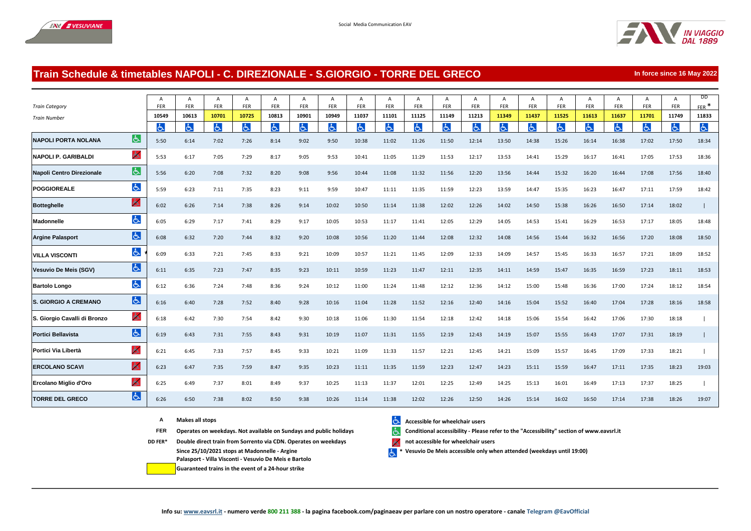# Train Schedule & timetables NAPOLI - C. DIREZIONALE - S.GIORGIO - TORRE DEL GRECO

**In force since 16 May 2022**

| Train Category | | A FER | A FER | A FER | A FER | A FER | A FER | A FER | A FER | A FER | A FER | A FER | A FER | A FER | A FER | A FER | A FER | A FER | A FER | A FER | DD FER* |
|---|---|---|---|---|---|---|---|---|---|---|---|---|---|---|---|---|---|---|---|---|---|
| **Train Number** | | 10549 | 10613 | 10701 | 10725 | 10813 | 10901 | 10949 | 11037 | 11101 | 11125 | 11149 | 11213 | 11349 | 11437 | 11525 | 11613 | 11637 | 11701 | 11749 | 11833 |
| **NAPOLI PORTA NOLANA** | | 5:50 | 6:14 | 7:02 | 7:26 | 8:14 | 9:02 | 9:50 | 10:38 | 11:02 | 11:26 | 11:50 | 12:14 | 13:50 | 14:38 | 15:26 | 16:14 | 16:38 | 17:02 | 17:50 | 18:34 |
| **NAPOLI P. GARIBALDI** | | 5:53 | 6:17 | 7:05 | 7:29 | 8:17 | 9:05 | 9:53 | 10:41 | 11:05 | 11:29 | 11:53 | 12:17 | 13:53 | 14:41 | 15:29 | 16:17 | 16:41 | 17:05 | 17:53 | 18:36 |
| **Napoli Centro Direzionale** | | 5:56 | 6:20 | 7:08 | 7:32 | 8:20 | 9:08 | 9:56 | 10:44 | 11:08 | 11:32 | 11:56 | 12:20 | 13:56 | 14:44 | 15:32 | 16:20 | 16:44 | 17:08 | 17:56 | 18:40 |
| **POGGIOREALE** | | 5:59 | 6:23 | 7:11 | 7:35 | 8:23 | 9:11 | 9:59 | 10:47 | 11:11 | 11:35 | 11:59 | 12:23 | 13:59 | 14:47 | 15:35 | 16:23 | 16:47 | 17:11 | 17:59 | 18:42 |
| **Botteghelle** | | 6:02 | 6:26 | 7:14 | 7:38 | 8:26 | 9:14 | 10:02 | 10:50 | 11:14 | 11:38 | 12:02 | 12:26 | 14:02 | 14:50 | 15:38 | 16:26 | 16:50 | 17:14 | 18:02 | \| |
| **Madonnelle** | | 6:05 | 6:29 | 7:17 | 7:41 | 8:29 | 9:17 | 10:05 | 10:53 | 11:17 | 11:41 | 12:05 | 12:29 | 14:05 | 14:53 | 15:41 | 16:29 | 16:53 | 17:17 | 18:05 | 18:48 |
| **Argine Palasport** | | 6:08 | 6:32 | 7:20 | 7:44 | 8:32 | 9:20 | 10:08 | 10:56 | 11:20 | 11:44 | 12:08 | 12:32 | 14:08 | 14:56 | 15:44 | 16:32 | 16:56 | 17:20 | 18:08 | 18:50 |
| **VILLA VISCONTI** | * | 6:09 | 6:33 | 7:21 | 7:45 | 8:33 | 9:21 | 10:09 | 10:57 | 11:21 | 11:45 | 12:09 | 12:33 | 14:09 | 14:57 | 15:45 | 16:33 | 16:57 | 17:21 | 18:09 | 18:52 |
| **Vesuvio De Meis (SGV)** | | 6:11 | 6:35 | 7:23 | 7:47 | 8:35 | 9:23 | 10:11 | 10:59 | 11:23 | 11:47 | 12:11 | 12:35 | 14:11 | 14:59 | 15:47 | 16:35 | 16:59 | 17:23 | 18:11 | 18:53 |
| **Bartolo Longo** | | 6:12 | 6:36 | 7:24 | 7:48 | 8:36 | 9:24 | 10:12 | 11:00 | 11:24 | 11:48 | 12:12 | 12:36 | 14:12 | 15:00 | 15:48 | 16:36 | 17:00 | 17:24 | 18:12 | 18:54 |
| **S. GIORGIO A CREMANO** | | 6:16 | 6:40 | 7:28 | 7:52 | 8:40 | 9:28 | 10:16 | 11:04 | 11:28 | 11:52 | 12:16 | 12:40 | 14:16 | 15:04 | 15:52 | 16:40 | 17:04 | 17:28 | 18:16 | 18:58 |
| **S. Giorgio Cavalli di Bronzo** | | 6:18 | 6:42 | 7:30 | 7:54 | 8:42 | 9:30 | 10:18 | 11:06 | 11:30 | 11:54 | 12:18 | 12:42 | 14:18 | 15:06 | 15:54 | 16:42 | 17:06 | 17:30 | 18:18 | \| |
| **Portici Bellavista** | | 6:19 | 6:43 | 7:31 | 7:55 | 8:43 | 9:31 | 10:19 | 11:07 | 11:31 | 11:55 | 12:19 | 12:43 | 14:19 | 15:07 | 15:55 | 16:43 | 17:07 | 17:31 | 18:19 | \| |
| **Portici Via Libertà** | | 6:21 | 6:45 | 7:33 | 7:57 | 8:45 | 9:33 | 10:21 | 11:09 | 11:33 | 11:57 | 12:21 | 12:45 | 14:21 | 15:09 | 15:57 | 16:45 | 17:09 | 17:33 | 18:21 | \| |
| **ERCOLANO SCAVI** | | 6:23 | 6:47 | 7:35 | 7:59 | 8:47 | 9:35 | 10:23 | 11:11 | 11:35 | 11:59 | 12:23 | 12:47 | 14:23 | 15:11 | 15:59 | 16:47 | 17:11 | 17:35 | 18:23 | 19:03 |
| **Ercolano Miglio d'Oro** | | 6:25 | 6:49 | 7:37 | 8:01 | 8:49 | 9:37 | 10:25 | 11:13 | 11:37 | 12:01 | 12:25 | 12:49 | 14:25 | 15:13 | 16:01 | 16:49 | 17:13 | 17:37 | 18:25 | \| |
| **TORRE DEL GRECO** | | 6:26 | 6:50 | 7:38 | 8:02 | 8:50 | 9:38 | 10:26 | 11:14 | 11:38 | 12:02 | 12:26 | 12:50 | 14:26 | 15:14 | 16:02 | 16:50 | 17:14 | 17:38 | 18:26 | 19:07 |

**A** Makes all stops

**FER** Operates on weekdays. Not available on Sundays and public holidays

**DD FER*** Double direct train from Sorrento via CDN. Operates on weekdays

**Since 25/10/2021 stops at Madonnelle - Argine Palasport - Villa Visconti - Vesuvio De Meis e Bartolo**

**Guaranteed trains in the event of a 24-hour strike**

**Accessible for wheelchair users**

**Conditional accessibility - Please refer to the "Accessibility" section of www.eavsrl.it**

**not accessible for wheelchair users**

**\* Vesuvio De Meis accessible only when attended (weekdays until 19:00)**

**Info su: www.eavsrl.it - numero verde 800 211 388 - la pagina facebook.com/paginaeav per parlare con un nostro operatore - canale Telegram @EavOfficial**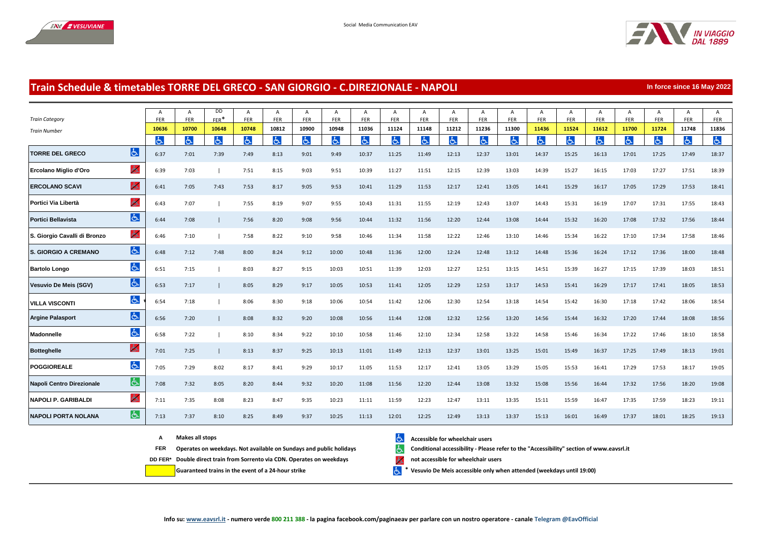## Train Schedule & timetables TORRE DEL GRECO - SAN GIORGIO - C.DIREZIONALE - NAPOLI

**In force since 16 May 2022**

| Train Category | | A FER | A FER | DD FER* | A FER | A FER | A FER | A FER | A FER | A FER | A FER | A FER | A FER | A FER | A FER | A FER | A FER | A FER | A FER | A FER | A FER |
|---|---|---|---|---|---|---|---|---|---|---|---|---|---|---|---|---|---|---|---|---|---|
| Train Number | | 10636 | 10700 | 10648 | 10748 | 10812 | 10900 | 10948 | 11036 | 11124 | 11148 | 11212 | 11236 | 11300 | 11436 | 11524 | 11612 | 11700 | 11724 | 11748 | 11836 |
| | | ♿ | ♿ | ♿ | ♿ | ♿ | ♿ | ♿ | ♿ | ♿ | ♿ | ♿ | ♿ | ♿ | ♿ | ♿ | ♿ | ♿ | ♿ | ♿ | ♿ |
| **TORRE DEL GRECO** | ♿ | 6:37 | 7:01 | 7:39 | 7:49 | 8:13 | 9:01 | 9:49 | 10:37 | 11:25 | 11:49 | 12:13 | 12:37 | 13:01 | 14:37 | 15:25 | 16:13 | 17:01 | 17:25 | 17:49 | 18:37 |
| **Ercolano Miglio d'Oro** | not accessible | 6:39 | 7:03 | \| | 7:51 | 8:15 | 9:03 | 9:51 | 10:39 | 11:27 | 11:51 | 12:15 | 12:39 | 13:03 | 14:39 | 15:27 | 16:15 | 17:03 | 17:27 | 17:51 | 18:39 |
| **ERCOLANO SCAVI** | not accessible | 6:41 | 7:05 | 7:43 | 7:53 | 8:17 | 9:05 | 9:53 | 10:41 | 11:29 | 11:53 | 12:17 | 12:41 | 13:05 | 14:41 | 15:29 | 16:17 | 17:05 | 17:29 | 17:53 | 18:41 |
| **Portici Via Libertà** | not accessible | 6:43 | 7:07 | \| | 7:55 | 8:19 | 9:07 | 9:55 | 10:43 | 11:31 | 11:55 | 12:19 | 12:43 | 13:07 | 14:43 | 15:31 | 16:19 | 17:07 | 17:31 | 17:55 | 18:43 |
| **Portici Bellavista** | ♿ | 6:44 | 7:08 | \| | 7:56 | 8:20 | 9:08 | 9:56 | 10:44 | 11:32 | 11:56 | 12:20 | 12:44 | 13:08 | 14:44 | 15:32 | 16:20 | 17:08 | 17:32 | 17:56 | 18:44 |
| **S. Giorgio Cavalli di Bronzo** | not accessible | 6:46 | 7:10 | \| | 7:58 | 8:22 | 9:10 | 9:58 | 10:46 | 11:34 | 11:58 | 12:22 | 12:46 | 13:10 | 14:46 | 15:34 | 16:22 | 17:10 | 17:34 | 17:58 | 18:46 |
| **S. GIORGIO A CREMANO** | ♿ | 6:48 | 7:12 | 7:48 | 8:00 | 8:24 | 9:12 | 10:00 | 10:48 | 11:36 | 12:00 | 12:24 | 12:48 | 13:12 | 14:48 | 15:36 | 16:24 | 17:12 | 17:36 | 18:00 | 18:48 |
| **Bartolo Longo** | ♿ | 6:51 | 7:15 | \| | 8:03 | 8:27 | 9:15 | 10:03 | 10:51 | 11:39 | 12:03 | 12:27 | 12:51 | 13:15 | 14:51 | 15:39 | 16:27 | 17:15 | 17:39 | 18:03 | 18:51 |
| **Vesuvio De Meis (SGV)** | ♿ | 6:53 | 7:17 | \| | 8:05 | 8:29 | 9:17 | 10:05 | 10:53 | 11:41 | 12:05 | 12:29 | 12:53 | 13:17 | 14:53 | 15:41 | 16:29 | 17:17 | 17:41 | 18:05 | 18:53 |
| **VILLA VISCONTI** | ♿ * | 6:54 | 7:18 | \| | 8:06 | 8:30 | 9:18 | 10:06 | 10:54 | 11:42 | 12:06 | 12:30 | 12:54 | 13:18 | 14:54 | 15:42 | 16:30 | 17:18 | 17:42 | 18:06 | 18:54 |
| **Argine Palasport** | ♿ | 6:56 | 7:20 | \| | 8:08 | 8:32 | 9:20 | 10:08 | 10:56 | 11:44 | 12:08 | 12:32 | 12:56 | 13:20 | 14:56 | 15:44 | 16:32 | 17:20 | 17:44 | 18:08 | 18:56 |
| **Madonnelle** | ♿ | 6:58 | 7:22 | \| | 8:10 | 8:34 | 9:22 | 10:10 | 10:58 | 11:46 | 12:10 | 12:34 | 12:58 | 13:22 | 14:58 | 15:46 | 16:34 | 17:22 | 17:46 | 18:10 | 18:58 |
| **Botteghelle** | not accessible | 7:01 | 7:25 | \| | 8:13 | 8:37 | 9:25 | 10:13 | 11:01 | 11:49 | 12:13 | 12:37 | 13:01 | 13:25 | 15:01 | 15:49 | 16:37 | 17:25 | 17:49 | 18:13 | 19:01 |
| **POGGIOREALE** | ♿ | 7:05 | 7:29 | 8:02 | 8:17 | 8:41 | 9:29 | 10:17 | 11:05 | 11:53 | 12:17 | 12:41 | 13:05 | 13:29 | 15:05 | 15:53 | 16:41 | 17:29 | 17:53 | 18:17 | 19:05 |
| **Napoli Centro Direzionale** | ♿ (conditional) | 7:08 | 7:32 | 8:05 | 8:20 | 8:44 | 9:32 | 10:20 | 11:08 | 11:56 | 12:20 | 12:44 | 13:08 | 13:32 | 15:08 | 15:56 | 16:44 | 17:32 | 17:56 | 18:20 | 19:08 |
| **NAPOLI P. GARIBALDI** | not accessible | 7:11 | 7:35 | 8:08 | 8:23 | 8:47 | 9:35 | 10:23 | 11:11 | 11:59 | 12:23 | 12:47 | 13:11 | 13:35 | 15:11 | 15:59 | 16:47 | 17:35 | 17:59 | 18:23 | 19:11 |
| **NAPOLI PORTA NOLANA** | ♿ (conditional) | 7:13 | 7:37 | 8:10 | 8:25 | 8:49 | 9:37 | 10:25 | 11:13 | 12:01 | 12:25 | 12:49 | 13:13 | 13:37 | 15:13 | 16:01 | 16:49 | 17:37 | 18:01 | 18:25 | 19:13 |

**A** Makes all stops

**FER** Operates on weekdays. Not available on Sundays and public holidays

**DD FER*** Double direct train from Sorrento via CDN. Operates on weekdays

(yellow) Guaranteed trains in the event of a 24-hour strike

♿ Accessible for wheelchair users

♿ (green) Conditional accessibility - Please refer to the "Accessibility" section of www.eavsrl.it

(crossed) not accessible for wheelchair users

♿ * Vesuvio De Meis accessible only when attended (weekdays until 19:00)

Info su: www.eavsrl.it - numero verde 800 211 388 - la pagina facebook.com/paginaeav per parlare con un nostro operatore - canale Telegram @EavOfficial